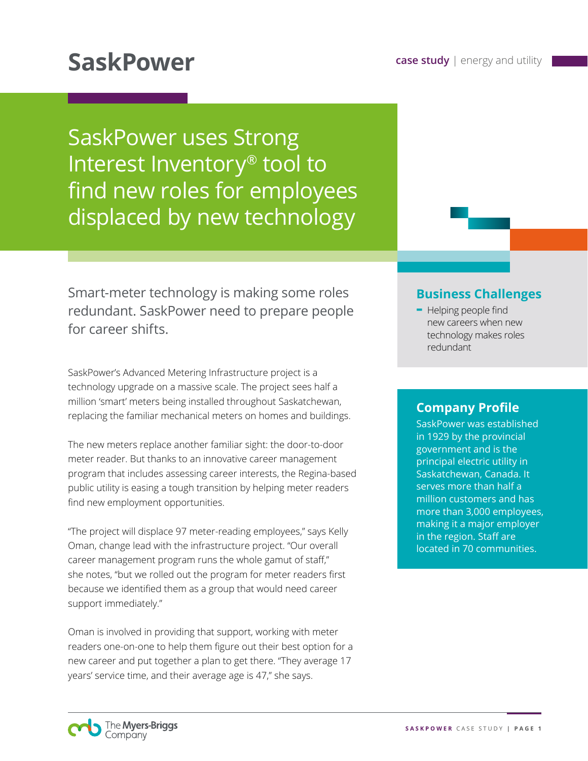# SaskPower

**case study** | energy and utility

## SaskPower uses Strong Interest Inventory® tool to find new roles for employees displaced by new technology

Smart-meter technology is making some roles redundant. SaskPower need to prepare people for career shifts.

SaskPower's Advanced Metering Infrastructure project is a technology upgrade on a massive scale. The project sees half a million 'smart' meters being installed throughout Saskatchewan, replacing the familiar mechanical meters on homes and buildings.

The new meters replace another familiar sight: the door-to-door meter reader. But thanks to an innovative career management program that includes assessing career interests, the Regina-based public utility is easing a tough transition by helping meter readers find new employment opportunities.

"The project will displace 97 meter-reading employees," says Kelly Oman, change lead with the infrastructure project. "Our overall career management program runs the whole gamut of staff," she notes, "but we rolled out the program for meter readers first because we identified them as a group that would need career support immediately."

Oman is involved in providing that support, working with meter readers one-on-one to help them figure out their best option for a new career and put together a plan to get there. "They average 17 years' service time, and their average age is 47," she says.

### Business Challenges

- Helping people find new careers when new technology makes roles redundant

### Company Profile

SaskPower was established in 1929 by the provincial government and is the principal electric utility in Saskatchewan, Canada. It serves more than half a million customers and has more than 3,000 employees, making it a major employer in the region. Staff are located in 70 communities.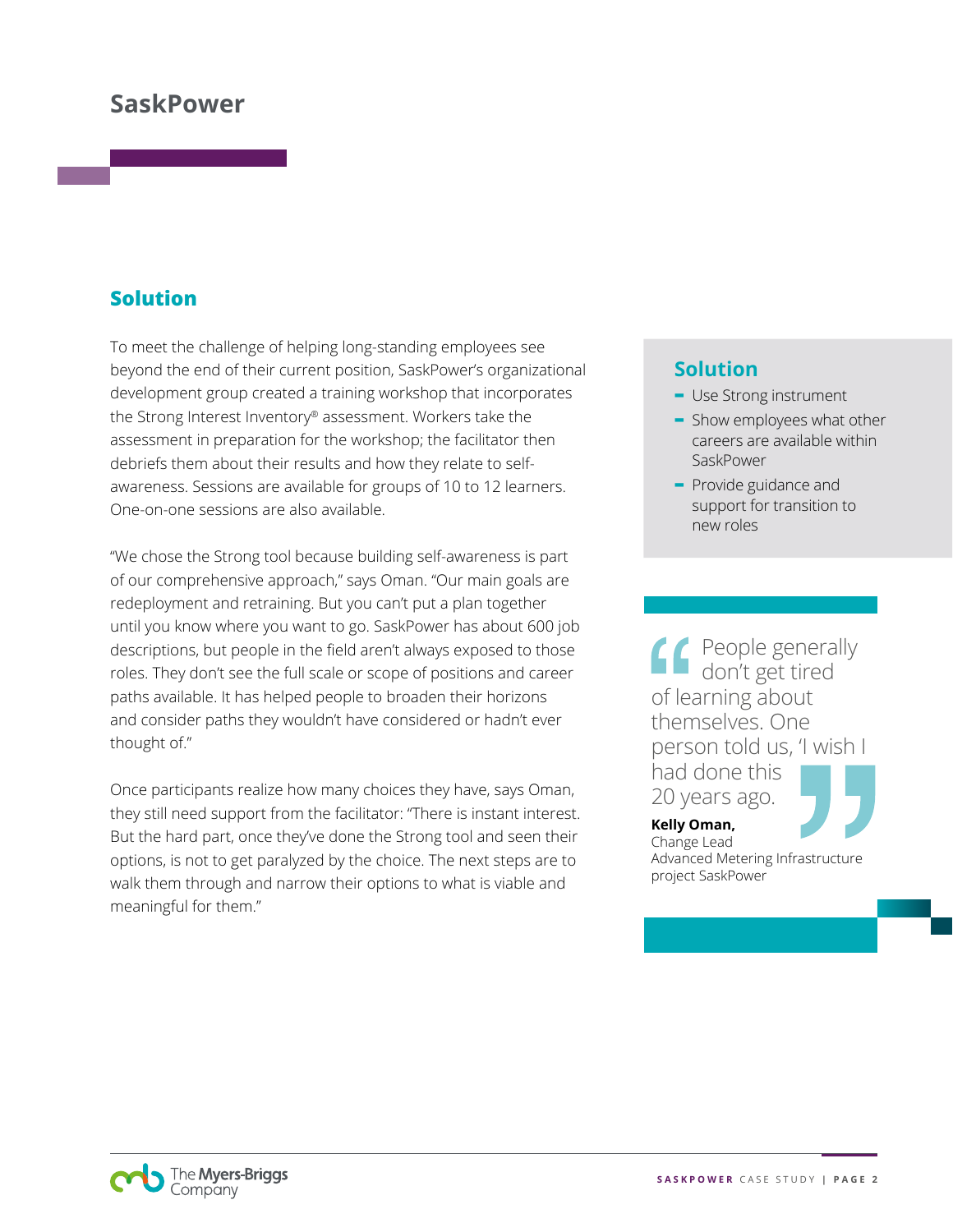# SaskPower

## Solution

To meet the challenge of helping long-standing employees see beyond the end of their current position, SaskPower's organizational development group created a training workshop that incorporates the Strong Interest Inventory® assessment. Workers take the assessment in preparation for the workshop; the facilitator then debriefs them about their results and how they relate to self-awareness. Sessions are available for groups of 10 to 12 learners. One-on-one sessions are also available.

"We chose the Strong tool because building self-awareness is part of our comprehensive approach," says Oman. "Our main goals are redeployment and retraining. But you can't put a plan together until you know where you want to go. SaskPower has about 600 job descriptions, but people in the field aren't always exposed to those roles. They don't see the full scale or scope of positions and career paths available. It has helped people to broaden their horizons and consider paths they wouldn't have considered or hadn't ever thought of."

Once participants realize how many choices they have, says Oman, they still need support from the facilitator: "There is instant interest. But the hard part, once they've done the Strong tool and seen their options, is not to get paralyzed by the choice. The next steps are to walk them through and narrow their options to what is viable and meaningful for them."

### Solution

- Use Strong instrument
- Show employees what other careers are available within SaskPower
- Provide guidance and support for transition to new roles

> "People generally don't get tired of learning about themselves. One person told us, 'I wish I had done this 20 years ago.'"
>
> **Kelly Oman,**
> Change Lead
> Advanced Metering Infrastructure project SaskPower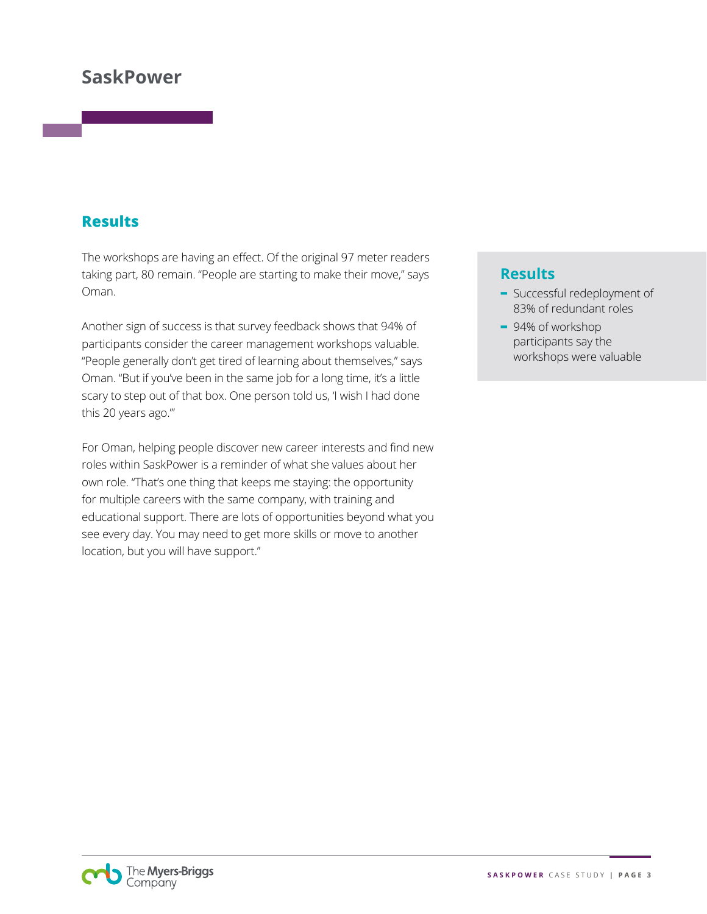# SaskPower

## Results

The workshops are having an effect. Of the original 97 meter readers taking part, 80 remain. "People are starting to make their move," says Oman.

Another sign of success is that survey feedback shows that 94% of participants consider the career management workshops valuable. "People generally don't get tired of learning about themselves," says Oman. "But if you've been in the same job for a long time, it's a little scary to step out of that box. One person told us, 'I wish I had done this 20 years ago.'"

For Oman, helping people discover new career interests and find new roles within SaskPower is a reminder of what she values about her own role. "That's one thing that keeps me staying: the opportunity for multiple careers with the same company, with training and educational support. There are lots of opportunities beyond what you see every day. You may need to get more skills or move to another location, but you will have support."

### Results

- Successful redeployment of 83% of redundant roles
- 94% of workshop participants say the workshops were valuable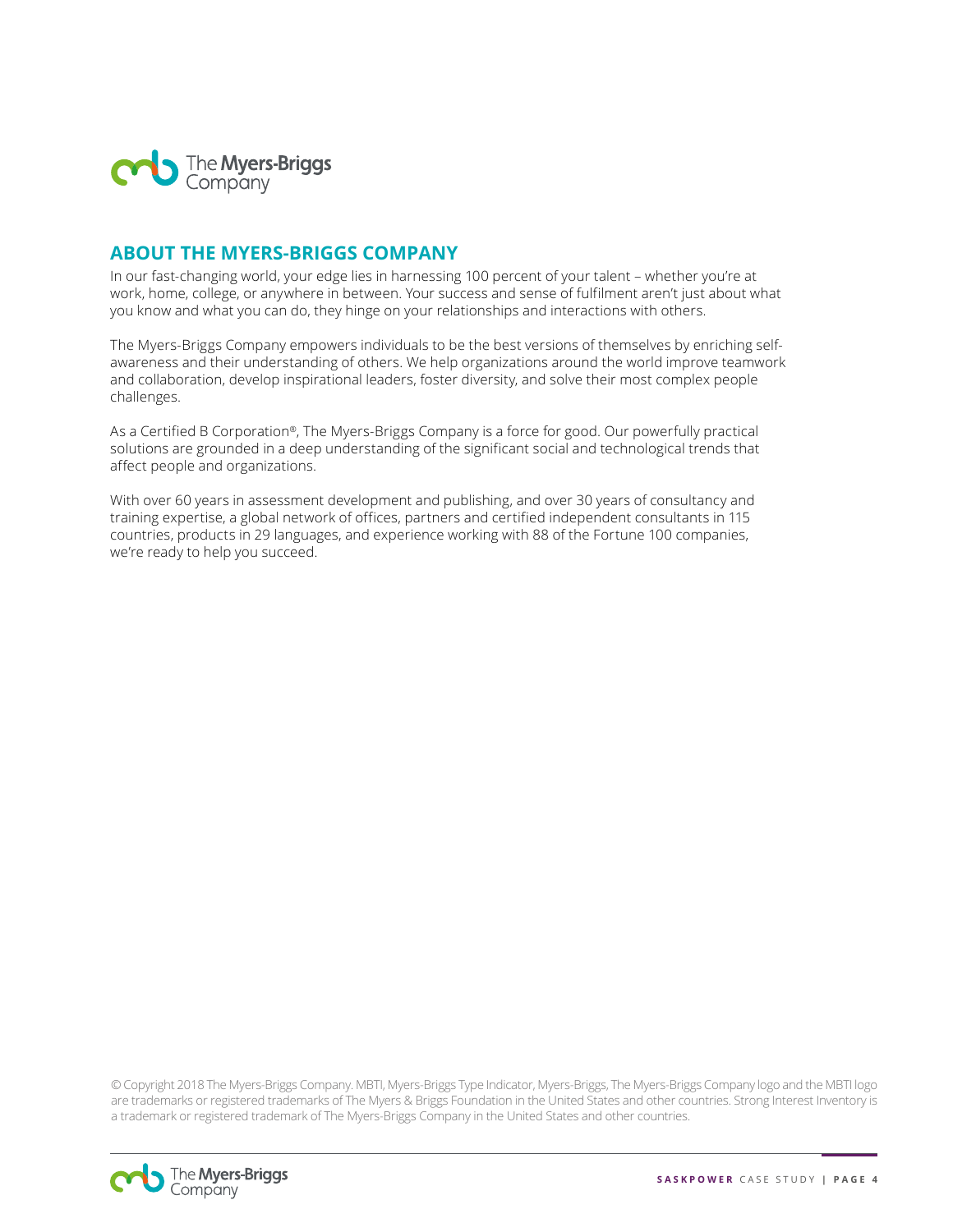## ABOUT THE MYERS-BRIGGS COMPANY

In our fast-changing world, your edge lies in harnessing 100 percent of your talent – whether you're at work, home, college, or anywhere in between. Your success and sense of fulfilment aren't just about what you know and what you can do, they hinge on your relationships and interactions with others.

The Myers-Briggs Company empowers individuals to be the best versions of themselves by enriching self-awareness and their understanding of others. We help organizations around the world improve teamwork and collaboration, develop inspirational leaders, foster diversity, and solve their most complex people challenges.

As a Certified B Corporation®, The Myers-Briggs Company is a force for good. Our powerfully practical solutions are grounded in a deep understanding of the significant social and technological trends that affect people and organizations.

With over 60 years in assessment development and publishing, and over 30 years of consultancy and training expertise, a global network of offices, partners and certified independent consultants in 115 countries, products in 29 languages, and experience working with 88 of the Fortune 100 companies, we're ready to help you succeed.

© Copyright 2018 The Myers-Briggs Company. MBTI, Myers-Briggs Type Indicator, Myers-Briggs, The Myers-Briggs Company logo and the MBTI logo are trademarks or registered trademarks of The Myers & Briggs Foundation in the United States and other countries. Strong Interest Inventory is a trademark or registered trademark of The Myers-Briggs Company in the United States and other countries.